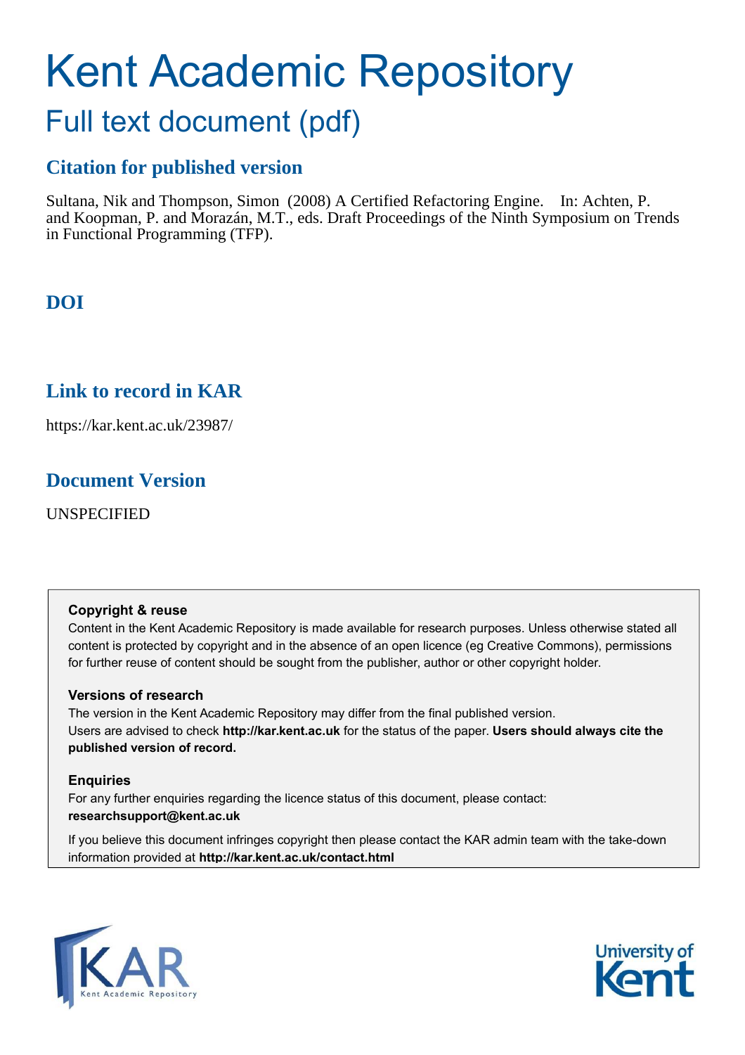# Kent Academic Repository

## Full text document (pdf)

### Citation for published version

Sultana, Nik and Thompson, Simon (2008) A Certified Refactoring Engine. In: Achten, P. and Koopman, P. and Morazán, M.T., eds. Draft Proceedings of the Ninth Symposium on Trends in Functional Programming (TFP).

### DOI

### Link to record in KAR

https://kar.kent.ac.uk/23987/

### Document Version

UNSPECIFIED

**Copyright & reuse**

Content in the Kent Academic Repository is made available for research purposes. Unless otherwise stated all content is protected by copyright and in the absence of an open licence (eg Creative Commons), permissions for further reuse of content should be sought from the publisher, author or other copyright holder.

**Versions of research**

The version in the Kent Academic Repository may differ from the final published version. Users are advised to check **http://kar.kent.ac.uk** for the status of the paper. **Users should always cite the published version of record.**

**Enquiries**

For any further enquiries regarding the licence status of this document, please contact: **researchsupport@kent.ac.uk**

If you believe this document infringes copyright then please contact the KAR admin team with the take-down information provided at **http://kar.kent.ac.uk/contact.html**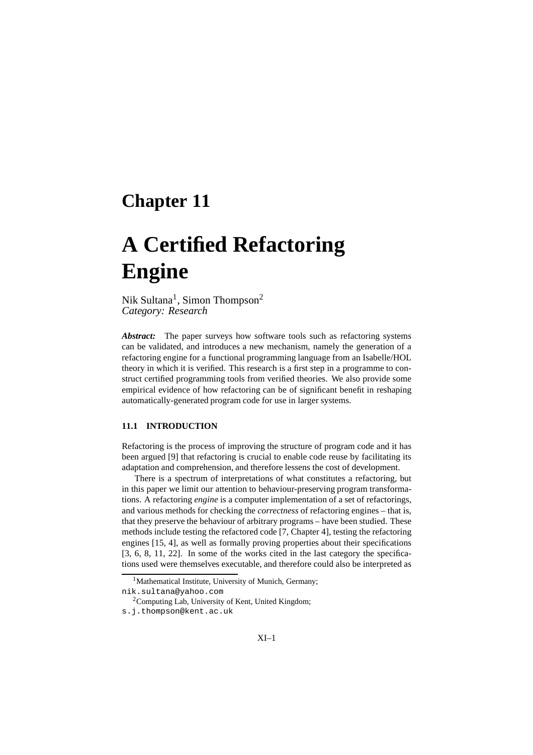# Chapter 11

# A Certified Refactoring Engine

Nik Sultana[1], Simon Thompson[2]
*Category: Research*

***Abstract:*** The paper surveys how software tools such as refactoring systems can be validated, and introduces a new mechanism, namely the generation of a refactoring engine for a functional programming language from an Isabelle/HOL theory in which it is verified. This research is a first step in a programme to construct certified programming tools from verified theories. We also provide some empirical evidence of how refactoring can be of significant benefit in reshaping automatically-generated program code for use in larger systems.

### 11.1 INTRODUCTION

Refactoring is the process of improving the structure of program code and it has been argued [9] that refactoring is crucial to enable code reuse by facilitating its adaptation and comprehension, and therefore lessens the cost of development.

There is a spectrum of interpretations of what constitutes a refactoring, but in this paper we limit our attention to behaviour-preserving program transformations. A refactoring *engine* is a computer implementation of a set of refactorings, and various methods for checking the *correctness* of refactoring engines – that is, that they preserve the behaviour of arbitrary programs – have been studied. These methods include testing the refactored code [7, Chapter 4], testing the refactoring engines [15, 4], as well as formally proving properties about their specifications [3, 6, 8, 11, 22]. In some of the works cited in the last category the specifications used were themselves executable, and therefore could also be interpreted as

[1]Mathematical Institute, University of Munich, Germany;
nik.sultana@yahoo.com

[2]Computing Lab, University of Kent, United Kingdom;
s.j.thompson@kent.ac.uk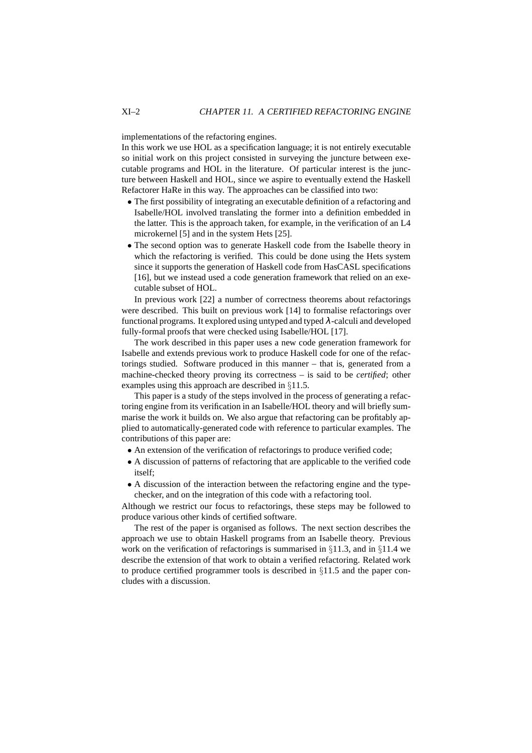implementations of the refactoring engines.

In this work we use HOL as a specification language; it is not entirely executable so initial work on this project consisted in surveying the juncture between executable programs and HOL in the literature. Of particular interest is the juncture between Haskell and HOL, since we aspire to eventually extend the Haskell Refactorer HaRe in this way. The approaches can be classified into two:

- The first possibility of integrating an executable definition of a refactoring and Isabelle/HOL involved translating the former into a definition embedded in the latter. This is the approach taken, for example, in the verification of an L4 microkernel [5] and in the system Hets [25].
- The second option was to generate Haskell code from the Isabelle theory in which the refactoring is verified. This could be done using the Hets system since it supports the generation of Haskell code from HasCASL specifications [16], but we instead used a code generation framework that relied on an executable subset of HOL.

In previous work [22] a number of correctness theorems about refactorings were described. This built on previous work [14] to formalise refactorings over functional programs. It explored using untyped and typed $\lambda$-calculi and developed fully-formal proofs that were checked using Isabelle/HOL [17].

The work described in this paper uses a new code generation framework for Isabelle and extends previous work to produce Haskell code for one of the refactorings studied. Software produced in this manner – that is, generated from a machine-checked theory proving its correctness – is said to be *certified*; other examples using this approach are described in §11.5.

This paper is a study of the steps involved in the process of generating a refactoring engine from its verification in an Isabelle/HOL theory and will briefly summarise the work it builds on. We also argue that refactoring can be profitably applied to automatically-generated code with reference to particular examples. The contributions of this paper are:

- An extension of the verification of refactorings to produce verified code;
- A discussion of patterns of refactoring that are applicable to the verified code itself;
- A discussion of the interaction between the refactoring engine and the type-checker, and on the integration of this code with a refactoring tool.

Although we restrict our focus to refactorings, these steps may be followed to produce various other kinds of certified software.

The rest of the paper is organised as follows. The next section describes the approach we use to obtain Haskell programs from an Isabelle theory. Previous work on the verification of refactorings is summarised in §11.3, and in §11.4 we describe the extension of that work to obtain a verified refactoring. Related work to produce certified programmer tools is described in §11.5 and the paper concludes with a discussion.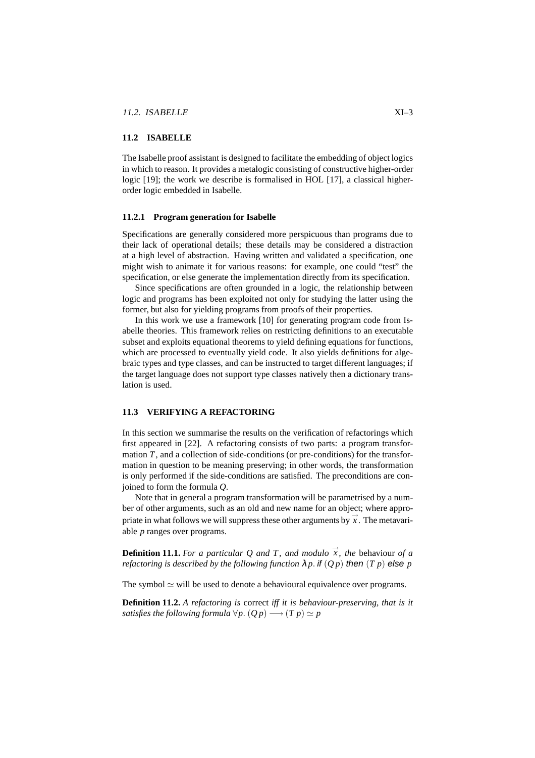## 11.2 ISABELLE

The Isabelle proof assistant is designed to facilitate the embedding of object logics in which to reason. It provides a metalogic consisting of constructive higher-order logic [19]; the work we describe is formalised in HOL [17], a classical higher-order logic embedded in Isabelle.

### 11.2.1 Program generation for Isabelle

Specifications are generally considered more perspicuous than programs due to their lack of operational details; these details may be considered a distraction at a high level of abstraction. Having written and validated a specification, one might wish to animate it for various reasons: for example, one could "test" the specification, or else generate the implementation directly from its specification.

Since specifications are often grounded in a logic, the relationship between logic and programs has been exploited not only for studying the latter using the former, but also for yielding programs from proofs of their properties.

In this work we use a framework [10] for generating program code from Isabelle theories. This framework relies on restricting definitions to an executable subset and exploits equational theorems to yield defining equations for functions, which are processed to eventually yield code. It also yields definitions for algebraic types and type classes, and can be instructed to target different languages; if the target language does not support type classes natively then a dictionary translation is used.

## 11.3 VERIFYING A REFACTORING

In this section we summarise the results on the verification of refactorings which first appeared in [22]. A refactoring consists of two parts: a program transformation $T$, and a collection of side-conditions (or pre-conditions) for the transformation in question to be meaning preserving; in other words, the transformation is only performed if the side-conditions are satisfied. The preconditions are conjoined to form the formula $Q$.

Note that in general a program transformation will be parametrised by a number of other arguments, such as an old and new name for an object; where appropriate in what follows we will suppress these other arguments by $\vec{x}$. The metavariable $p$ ranges over programs.

**Definition 11.1.** *For a particular $Q$ and $T$, and modulo $\vec{x}$, the* behaviour *of a refactoring is described by the following function* $\lambda p.\ \textsf{if}\ (Q\,p)\ \textsf{then}\ (T\,p)\ \textsf{else}\ p$

The symbol $\simeq$ will be used to denote a behavioural equivalence over programs.

**Definition 11.2.** *A refactoring is* correct *iff it is behaviour-preserving, that is it satisfies the following formula* $\forall p.\ (Q\,p) \longrightarrow (T\,p) \simeq p$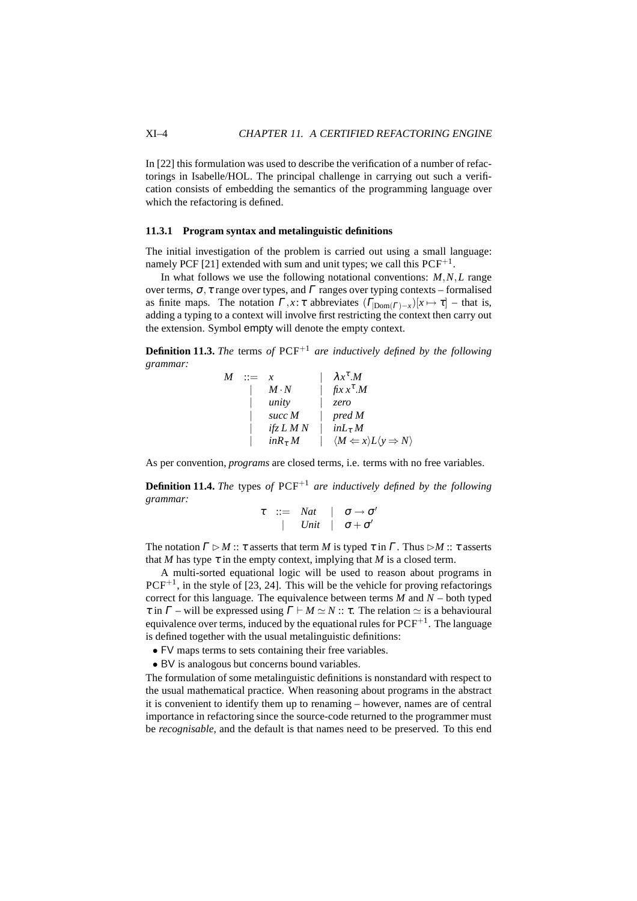In [22] this formulation was used to describe the verification of a number of refactorings in Isabelle/HOL. The principal challenge in carrying out such a verification consists of embedding the semantics of the programming language over which the refactoring is defined.

### 11.3.1 Program syntax and metalinguistic definitions

The initial investigation of the problem is carried out using a small language: namely PCF [21] extended with sum and unit types; we call this $\text{PCF}^{+1}$.

In what follows we use the following notational conventions: $M, N, L$ range over terms, $\sigma, \tau$ range over types, and $\Gamma$ ranges over typing contexts – formalised as finite maps. The notation $\Gamma, x\colon\tau$ abbreviates $(\Gamma_{|\text{Dom}(\Gamma)-x})[x \mapsto \tau]$ – that is, adding a typing to a context will involve first restricting the context then carry out the extension. Symbol $\mathsf{empty}$ will denote the empty context.

**Definition 11.3.** *The* terms *of* $\text{PCF}^{+1}$ *are inductively defined by the following grammar:*

$$
\begin{array}{rcl|l}
M & ::= & x & \lambda x^{\tau}.M \\
 & | & M \cdot N & \mathit{fix}\, x^{\tau}.M \\
 & | & \mathit{unity} & \mathit{zero} \\
 & | & \mathit{succ}\, M & \mathit{pred}\, M \\
 & | & \mathit{ifz}\, L\, M\, N & \mathit{inL}_{\tau}\, M \\
 & | & \mathit{inR}_{\tau}\, M & \langle M \Leftarrow x \rangle L \langle y \Rightarrow N \rangle
\end{array}
$$

As per convention, *programs* are closed terms, i.e. terms with no free variables.

**Definition 11.4.** *The* types *of* $\text{PCF}^{+1}$ *are inductively defined by the following grammar:*

$$
\begin{array}{rcl|l}
\tau & ::= & \mathit{Nat} & \sigma \to \sigma' \\
 & | & \mathit{Unit} & \sigma + \sigma'
\end{array}
$$

The notation $\Gamma \rhd M :: \tau$ asserts that term $M$ is typed $\tau$ in $\Gamma$. Thus $\rhd M :: \tau$ asserts that $M$ has type $\tau$ in the empty context, implying that $M$ is a closed term.

A multi-sorted equational logic will be used to reason about programs in $\text{PCF}^{+1}$, in the style of [23, 24]. This will be the vehicle for proving refactorings correct for this language. The equivalence between terms $M$ and $N$ – both typed $\tau$ in $\Gamma$ – will be expressed using $\Gamma \vdash M \simeq N :: \tau$. The relation $\simeq$ is a behavioural equivalence over terms, induced by the equational rules for $\text{PCF}^{+1}$. The language is defined together with the usual metalinguistic definitions:

- $\mathsf{FV}$ maps terms to sets containing their free variables.
- $\mathsf{BV}$ is analogous but concerns bound variables.

The formulation of some metalinguistic definitions is nonstandard with respect to the usual mathematical practice. When reasoning about programs in the abstract it is convenient to identify them up to renaming – however, names are of central importance in refactoring since the source-code returned to the programmer must be *recognisable*, and the default is that names need to be preserved. To this end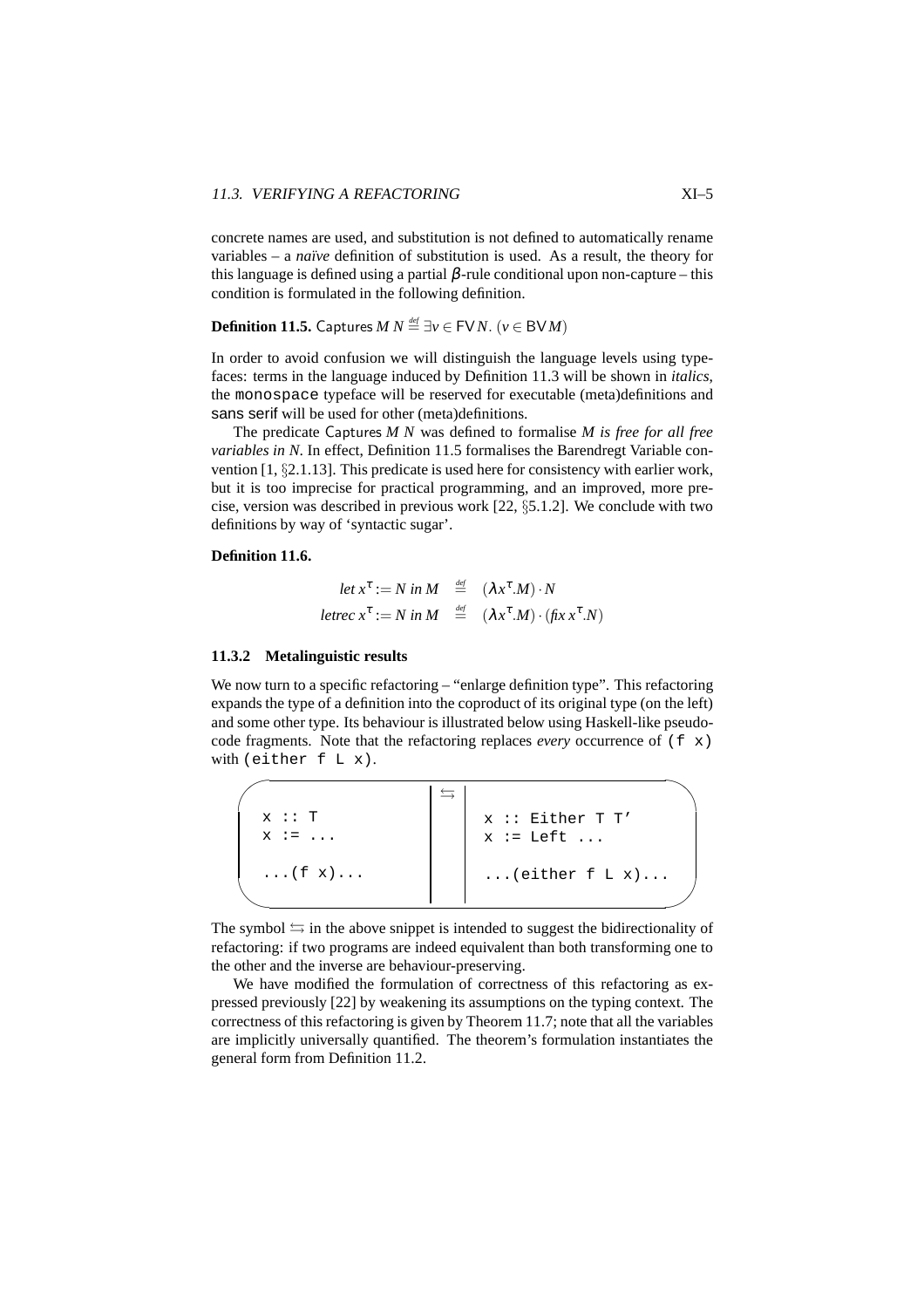concrete names are used, and substitution is not defined to automatically rename variables – a *naïve* definition of substitution is used. As a result, the theory for this language is defined using a partial $\beta$-rule conditional upon non-capture – this condition is formulated in the following definition.

**Definition 11.5.** Captures $M\ N \stackrel{def}{=} \exists v \in \mathsf{FV}\,N.\ (v \in \mathsf{BV}\,M)$

In order to avoid confusion we will distinguish the language levels using typefaces: terms in the language induced by Definition 11.3 will be shown in *italics*, the `monospace` typeface will be reserved for executable (meta)definitions and sans serif will be used for other (meta)definitions.

The predicate Captures $M\ N$ was defined to formalise *M is free for all free variables in N*. In effect, Definition 11.5 formalises the Barendregt Variable convention [1, §2.1.13]. This predicate is used here for consistency with earlier work, but it is too imprecise for practical programming, and an improved, more precise, version was described in previous work [22, §5.1.2]. We conclude with two definitions by way of 'syntactic sugar'.

**Definition 11.6.**

$$\begin{aligned} let\ x^{\tau} := N\ in\ M &\stackrel{def}{=} (\lambda x^{\tau}.M) \cdot N \\ letrec\ x^{\tau} := N\ in\ M &\stackrel{def}{=} (\lambda x^{\tau}.M) \cdot (fix\ x^{\tau}.N) \end{aligned}$$

### 11.3.2 Metalinguistic results

We now turn to a specific refactoring – "enlarge definition type". This refactoring expands the type of a definition into the coproduct of its original type (on the left) and some other type. Its behaviour is illustrated below using Haskell-like pseudocode fragments. Note that the refactoring replaces *every* occurrence of `(f x)` with `(either f L x)`.

| | $\leftrightarrows$ | |
|---|---|---|
| `x :: T`<br>`x := ...`<br><br>`...(f x)...` | | `x :: Either T T'`<br>`x := Left ...`<br><br>`...(either f L x)...` |

The symbol $\leftrightarrows$ in the above snippet is intended to suggest the bidirectionality of refactoring: if two programs are indeed equivalent than both transforming one to the other and the inverse are behaviour-preserving.

We have modified the formulation of correctness of this refactoring as expressed previously [22] by weakening its assumptions on the typing context. The correctness of this refactoring is given by Theorem 11.7; note that all the variables are implicitly universally quantified. The theorem's formulation instantiates the general form from Definition 11.2.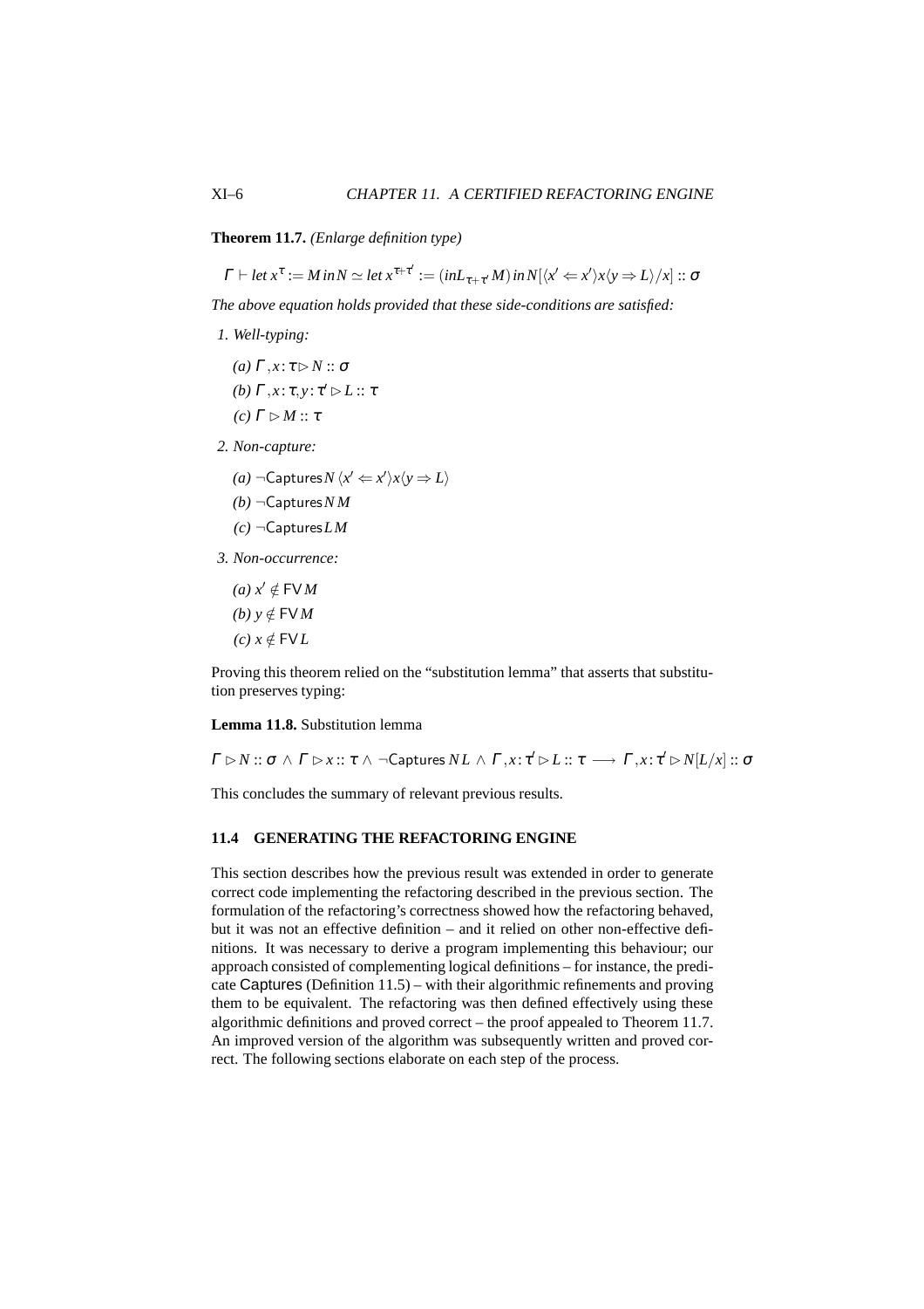**Theorem 11.7.** *(Enlarge definition type)*

$$\Gamma \vdash let\, x^{\tau} := M\, in\, N \simeq let\, x^{\tau + \tau'} := (inL_{\tau + \tau'} M)\, in\, N[\langle x' \Leftarrow x' \rangle x \langle y \Rightarrow L \rangle / x] :: \sigma$$

*The above equation holds provided that these side-conditions are satisfied:*

1. *Well-typing:*
   - *(a)* $\Gamma, x : \tau \rhd N :: \sigma$
   - *(b)* $\Gamma, x : \tau, y : \tau' \rhd L :: \tau$
   - *(c)* $\Gamma \rhd M :: \tau$
2. *Non-capture:*
   - *(a)* $\neg \mathsf{Captures}\, N\, \langle x' \Leftarrow x' \rangle x \langle y \Rightarrow L \rangle$
   - *(b)* $\neg \mathsf{Captures}\, N\, M$
   - *(c)* $\neg \mathsf{Captures}\, L\, M$
3. *Non-occurrence:*
   - *(a)* $x' \notin \mathsf{FV}\, M$
   - *(b)* $y \notin \mathsf{FV}\, M$
   - *(c)* $x \notin \mathsf{FV}\, L$

Proving this theorem relied on the "substitution lemma" that asserts that substitution preserves typing:

**Lemma 11.8.** Substitution lemma

$$\Gamma \rhd N :: \sigma \,\wedge\, \Gamma \rhd x :: \tau \,\wedge\, \neg \mathsf{Captures}\, N\, L \,\wedge\, \Gamma, x : \tau' \rhd L :: \tau \longrightarrow \Gamma, x : \tau' \rhd N[L/x] :: \sigma$$

This concludes the summary of relevant previous results.

### 11.4 GENERATING THE REFACTORING ENGINE

This section describes how the previous result was extended in order to generate correct code implementing the refactoring described in the previous section. The formulation of the refactoring's correctness showed how the refactoring behaved, but it was not an effective definition – and it relied on other non-effective definitions. It was necessary to derive a program implementing this behaviour; our approach consisted of complementing logical definitions – for instance, the predicate Captures (Definition 11.5) – with their algorithmic refinements and proving them to be equivalent. The refactoring was then defined effectively using these algorithmic definitions and proved correct – the proof appealed to Theorem 11.7. An improved version of the algorithm was subsequently written and proved correct. The following sections elaborate on each step of the process.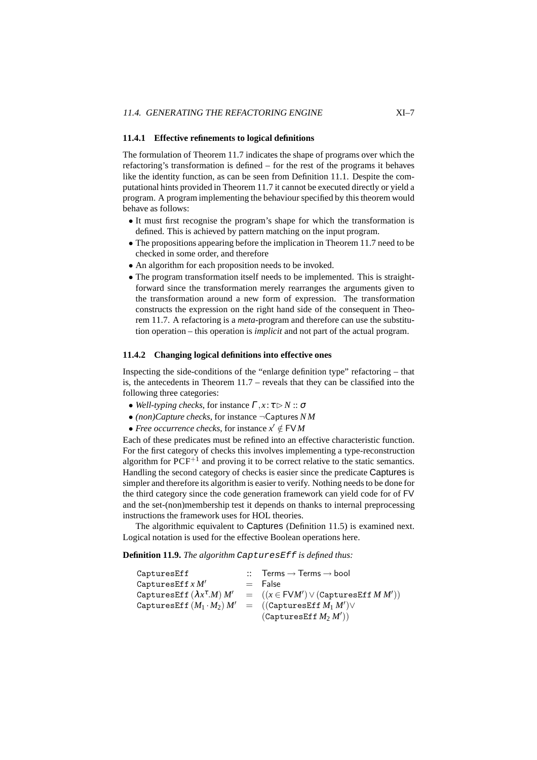### 11.4.1 Effective refinements to logical definitions

The formulation of Theorem 11.7 indicates the shape of programs over which the refactoring's transformation is defined – for the rest of the programs it behaves like the identity function, as can be seen from Definition 11.1. Despite the computational hints provided in Theorem 11.7 it cannot be executed directly or yield a program. A program implementing the behaviour specified by this theorem would behave as follows:

- It must first recognise the program's shape for which the transformation is defined. This is achieved by pattern matching on the input program.
- The propositions appearing before the implication in Theorem 11.7 need to be checked in some order, and therefore
- An algorithm for each proposition needs to be invoked.
- The program transformation itself needs to be implemented. This is straightforward since the transformation merely rearranges the arguments given to the transformation around a new form of expression. The transformation constructs the expression on the right hand side of the consequent in Theorem 11.7. A refactoring is a *meta*-program and therefore can use the substitution operation – this operation is *implicit* and not part of the actual program.

### 11.4.2 Changing logical definitions into effective ones

Inspecting the side-conditions of the "enlarge definition type" refactoring – that is, the antecedents in Theorem 11.7 – reveals that they can be classified into the following three categories:

- *Well-typing checks*, for instance $\Gamma, x : \tau \rhd N :: \sigma$
- *(non)Capture checks*, for instance $\neg \mathsf{Captures}\, N\, M$
- *Free occurrence checks*, for instance $x' \notin \mathsf{FV}\, M$

Each of these predicates must be refined into an effective characteristic function. For the first category of checks this involves implementing a type-reconstruction algorithm for $\mathrm{PCF}^{+1}$ and proving it to be correct relative to the static semantics. Handling the second category of checks is easier since the predicate Captures is simpler and therefore its algorithm is easier to verify. Nothing needs to be done for the third category since the code generation framework can yield code for of FV and the set-(non)membership test it depends on thanks to internal preprocessing instructions the framework uses for HOL theories.

The algorithmic equivalent to Captures (Definition 11.5) is examined next. Logical notation is used for the effective Boolean operations here.

**Definition 11.9.** *The algorithm* `CapturesEff` *is defined thus:*

$$
\begin{array}{lcl}
\mathtt{CapturesEff} & :: & \mathsf{Terms} \rightarrow \mathsf{Terms} \rightarrow \mathsf{bool} \\
\mathtt{CapturesEff}\; x\, M' & = & \mathsf{False} \\
\mathtt{CapturesEff}\; (\lambda x^{\tau}.M)\; M' & = & ((x \in \mathsf{FV} M') \vee (\mathtt{CapturesEff}\; M\, M')) \\
\mathtt{CapturesEff}\; (M_1 \cdot M_2)\; M' & = & ((\mathtt{CapturesEff}\; M_1\, M') \vee \\
 & & (\mathtt{CapturesEff}\; M_2\, M'))
\end{array}
$$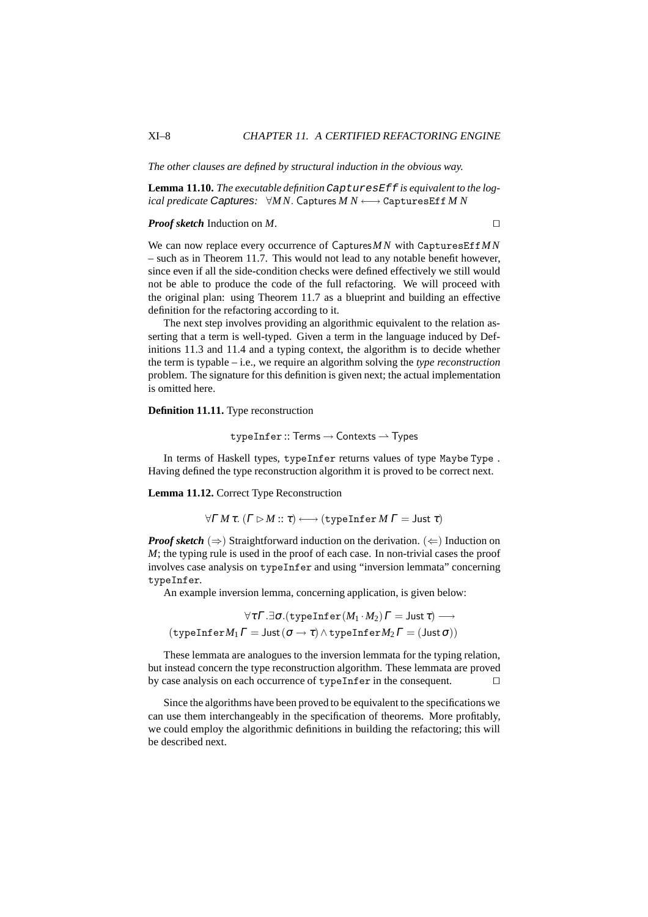*The other clauses are defined by structural induction in the obvious way.*

**Lemma 11.10.** *The executable definition* `CapturesEff` *is equivalent to the logical predicate* Captures*:* $\forall M N.\ \mathsf{Captures}\ M\ N \longleftrightarrow \mathtt{CapturesEff}\ M\ N$

***Proof sketch*** Induction on $M$. □

We can now replace every occurrence of $\mathsf{Captures}\, M\, N$ with $\mathtt{CapturesEff}\, M\, N$ – such as in Theorem 11.7. This would not lead to any notable benefit however, since even if all the side-condition checks were defined effectively we still would not be able to produce the code of the full refactoring. We will proceed with the original plan: using Theorem 11.7 as a blueprint and building an effective definition for the refactoring according to it.

The next step involves providing an algorithmic equivalent to the relation asserting that a term is well-typed. Given a term in the language induced by Definitions 11.3 and 11.4 and a typing context, the algorithm is to decide whether the term is typable – i.e., we require an algorithm solving the *type reconstruction* problem. The signature for this definition is given next; the actual implementation is omitted here.

**Definition 11.11.** Type reconstruction

$$\mathtt{typeInfer} :: \mathsf{Terms} \rightarrow \mathsf{Contexts} \rightharpoonup \mathsf{Types}$$

In terms of Haskell types, `typeInfer` returns values of type `Maybe Type` . Having defined the type reconstruction algorithm it is proved to be correct next.

**Lemma 11.12.** Correct Type Reconstruction

$$\forall \Gamma\, M\, \tau.\ (\Gamma \rhd M :: \tau) \longleftrightarrow (\mathtt{typeInfer}\ M\ \Gamma = \mathsf{Just}\ \tau)$$

***Proof sketch*** $(\Rightarrow)$ Straightforward induction on the derivation. $(\Leftarrow)$ Induction on $M$; the typing rule is used in the proof of each case. In non-trivial cases the proof involves case analysis on `typeInfer` and using "inversion lemmata" concerning `typeInfer`.

An example inversion lemma, concerning application, is given below:

$$\forall \tau \Gamma . \exists \sigma . (\mathtt{typeInfer}\, (M_1 \cdot M_2)\, \Gamma = \mathsf{Just}\ \tau) \longrightarrow$$
$$(\mathtt{typeInfer} M_1\, \Gamma = \mathsf{Just}\, (\sigma \rightarrow \tau) \wedge \mathtt{typeInfer} M_2\, \Gamma = (\mathsf{Just}\, \sigma))$$

These lemmata are analogues to the inversion lemmata for the typing relation, but instead concern the type reconstruction algorithm. These lemmata are proved by case analysis on each occurrence of `typeInfer` in the consequent. □

Since the algorithms have been proved to be equivalent to the specifications we can use them interchangeably in the specification of theorems. More profitably, we could employ the algorithmic definitions in building the refactoring; this will be described next.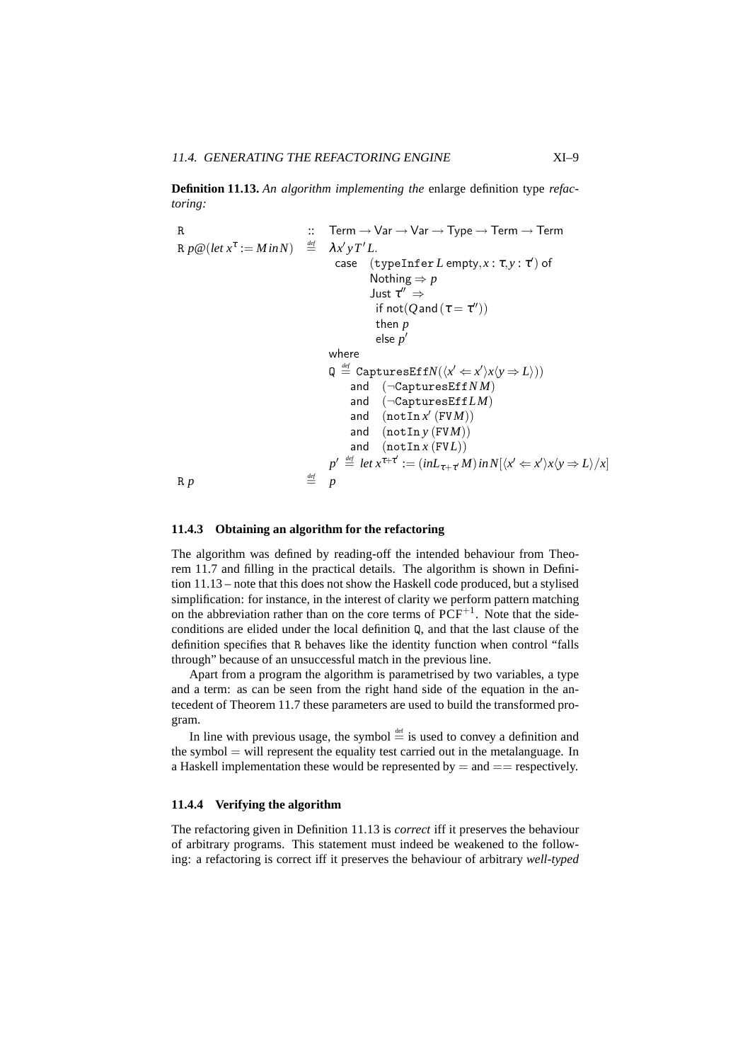**Definition 11.13.** *An algorithm implementing the* enlarge definition type *refactoring:*

$$
\begin{array}{lll}
\mathtt{R} & :: & \mathsf{Term} \rightarrow \mathsf{Var} \rightarrow \mathsf{Var} \rightarrow \mathsf{Type} \rightarrow \mathsf{Term} \rightarrow \mathsf{Term} \\
\mathtt{R}\ p@(let\ x^{\tau} := M\ in N) & \stackrel{def}{=} & \lambda x' y\, T' L. \\
& & \quad \mathsf{case} \quad (\mathtt{typeInfer}\, L\ \mathsf{empty}, x:\tau, y:\tau')\ \mathsf{of} \\
& & \qquad\qquad \mathsf{Nothing} \Rightarrow p \\
& & \qquad\qquad \mathsf{Just}\ \tau'' \Rightarrow \\
& & \qquad\qquad\quad \mathsf{if\ not}(Q\, \mathsf{and}\, (\tau = \tau'')) \\
& & \qquad\qquad\quad \mathsf{then}\ p \\
& & \qquad\qquad\quad \mathsf{else}\ p' \\
& & \quad \mathsf{where} \\
& & \quad \mathtt{Q} \stackrel{def}{=} \mathtt{CapturesEff} N(\langle x' \Leftarrow x' \rangle x \langle y \Rightarrow L \rangle)) \\
& & \qquad \mathsf{and} \quad (\neg \mathtt{CapturesEff}\, N\, M) \\
& & \qquad \mathsf{and} \quad (\neg \mathtt{CapturesEff} L\, M) \\
& & \qquad \mathsf{and} \quad (\mathtt{notIn}\, x'\, (\mathtt{FV} M)) \\
& & \qquad \mathsf{and} \quad (\mathtt{notIn}\, y\, (\mathtt{FV} M)) \\
& & \qquad \mathsf{and} \quad (\mathtt{notIn}\, x\, (\mathtt{FV} L)) \\
& & \quad p' \stackrel{def}{=} let\ x^{\tau + \tau'} := (inL_{\tau + \tau'}\, M)\, in N[\langle x' \Leftarrow x' \rangle x \langle y \Rightarrow L \rangle / x] \\
\mathtt{R}\ p & \stackrel{def}{=} & p
\end{array}
$$

### 11.4.3 Obtaining an algorithm for the refactoring

The algorithm was defined by reading-off the intended behaviour from Theorem 11.7 and filling in the practical details. The algorithm is shown in Definition 11.13 – note that this does not show the Haskell code produced, but a stylised simplification: for instance, in the interest of clarity we perform pattern matching on the abbreviation rather than on the core terms of $\mathrm{PCF}^{+1}$. Note that the side-conditions are elided under the local definition Q, and that the last clause of the definition specifies that R behaves like the identity function when control "falls through" because of an unsuccessful match in the previous line.

Apart from a program the algorithm is parametrised by two variables, a type and a term: as can be seen from the right hand side of the equation in the antecedent of Theorem 11.7 these parameters are used to build the transformed program.

In line with previous usage, the symbol $\stackrel{def}{=}$ is used to convey a definition and the symbol $=$ will represent the equality test carried out in the metalanguage. In a Haskell implementation these would be represented by $=$ and $==$ respectively.

### 11.4.4 Verifying the algorithm

The refactoring given in Definition 11.13 is *correct* iff it preserves the behaviour of arbitrary programs. This statement must indeed be weakened to the following: a refactoring is correct iff it preserves the behaviour of arbitrary *well-typed*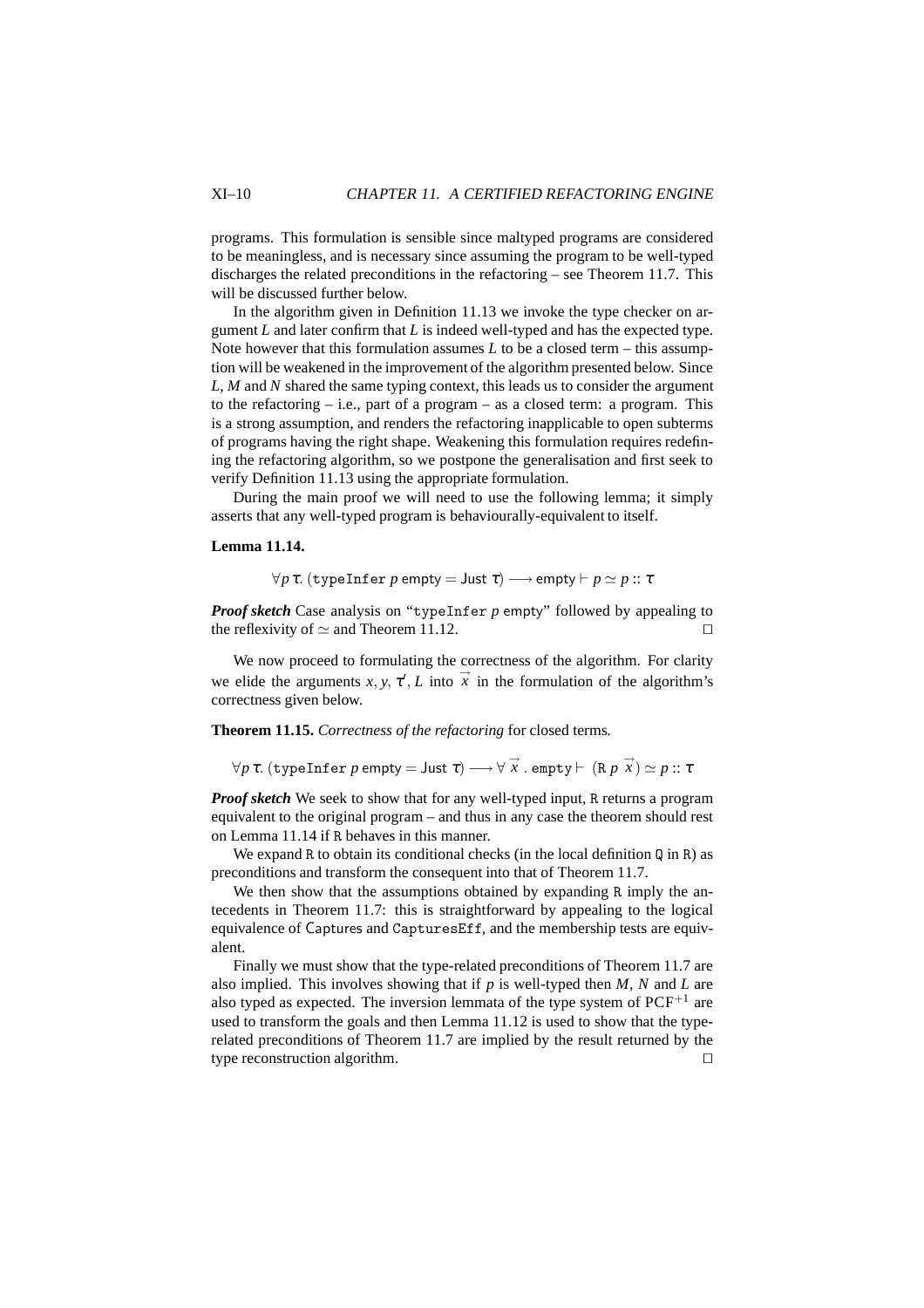programs. This formulation is sensible since maltyped programs are considered to be meaningless, and is necessary since assuming the program to be well-typed discharges the related preconditions in the refactoring – see Theorem 11.7. This will be discussed further below.

In the algorithm given in Definition 11.13 we invoke the type checker on argument $L$ and later confirm that $L$ is indeed well-typed and has the expected type. Note however that this formulation assumes $L$ to be a closed term – this assumption will be weakened in the improvement of the algorithm presented below. Since $L$, $M$ and $N$ shared the same typing context, this leads us to consider the argument to the refactoring – i.e., part of a program – as a closed term: a program. This is a strong assumption, and renders the refactoring inapplicable to open subterms of programs having the right shape. Weakening this formulation requires redefining the refactoring algorithm, so we postpone the generalisation and first seek to verify Definition 11.13 using the appropriate formulation.

During the main proof we will need to use the following lemma; it simply asserts that any well-typed program is behaviourally-equivalent to itself.

**Lemma 11.14.**

$$\forall p\, \tau.\ (\texttt{typeInfer}\ p\ \mathsf{empty} = \mathsf{Just}\ \tau) \longrightarrow \mathsf{empty} \vdash p \simeq p :: \tau$$

***Proof sketch*** Case analysis on "`typeInfer` $p$ empty" followed by appealing to the reflexivity of $\simeq$ and Theorem 11.12. □

We now proceed to formulating the correctness of the algorithm. For clarity we elide the arguments $x, y, \tau', L$ into $\vec{x}$ in the formulation of the algorithm's correctness given below.

**Theorem 11.15.** *Correctness of the refactoring* for closed terms*.*

$$\forall p\, \tau.\ (\texttt{typeInfer}\ p\ \mathsf{empty} = \mathsf{Just}\ \tau) \longrightarrow \forall\ \vec{x}\ .\ \texttt{empty} \vdash\ (\texttt{R}\ p\ \vec{x}) \simeq p :: \tau$$

***Proof sketch*** We seek to show that for any well-typed input, `R` returns a program equivalent to the original program – and thus in any case the theorem should rest on Lemma 11.14 if `R` behaves in this manner.

We expand `R` to obtain its conditional checks (in the local definition `Q` in `R`) as preconditions and transform the consequent into that of Theorem 11.7.

We then show that the assumptions obtained by expanding `R` imply the antecedents in Theorem 11.7: this is straightforward by appealing to the logical equivalence of Captures and `CapturesEff`, and the membership tests are equivalent.

Finally we must show that the type-related preconditions of Theorem 11.7 are also implied. This involves showing that if $p$ is well-typed then $M$, $N$ and $L$ are also typed as expected. The inversion lemmata of the type system of $\mathrm{PCF}^{+1}$ are used to transform the goals and then Lemma 11.12 is used to show that the type-related preconditions of Theorem 11.7 are implied by the result returned by the type reconstruction algorithm. □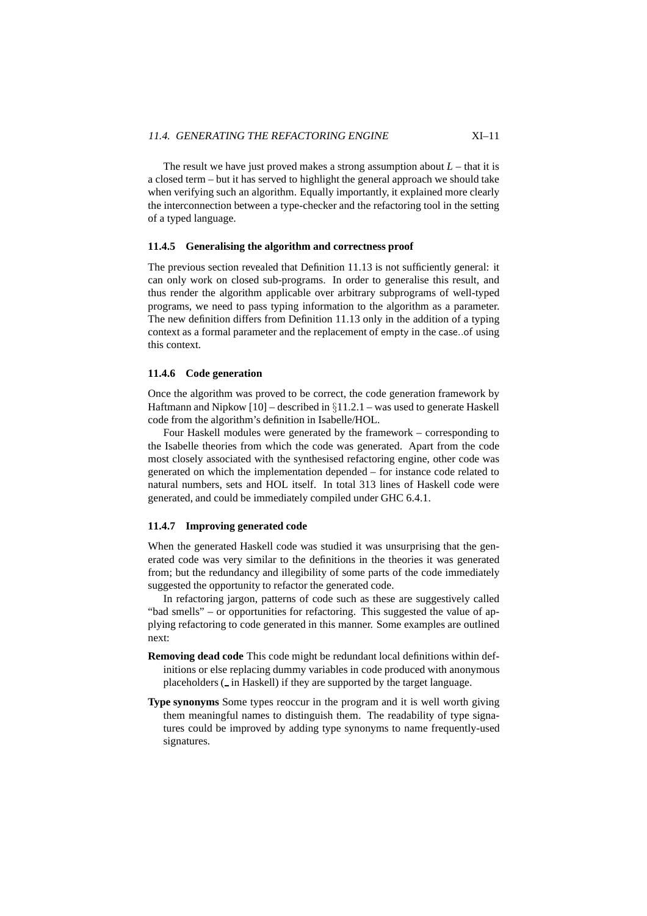The result we have just proved makes a strong assumption about $L$ – that it is a closed term – but it has served to highlight the general approach we should take when verifying such an algorithm. Equally importantly, it explained more clearly the interconnection between a type-checker and the refactoring tool in the setting of a typed language.

### 11.4.5 Generalising the algorithm and correctness proof

The previous section revealed that Definition 11.13 is not sufficiently general: it can only work on closed sub-programs. In order to generalise this result, and thus render the algorithm applicable over arbitrary subprograms of well-typed programs, we need to pass typing information to the algorithm as a parameter. The new definition differs from Definition 11.13 only in the addition of a typing context as a formal parameter and the replacement of empty in the case..of using this context.

### 11.4.6 Code generation

Once the algorithm was proved to be correct, the code generation framework by Haftmann and Nipkow [10] – described in §11.2.1 – was used to generate Haskell code from the algorithm's definition in Isabelle/HOL.

Four Haskell modules were generated by the framework – corresponding to the Isabelle theories from which the code was generated. Apart from the code most closely associated with the synthesised refactoring engine, other code was generated on which the implementation depended – for instance code related to natural numbers, sets and HOL itself. In total 313 lines of Haskell code were generated, and could be immediately compiled under GHC 6.4.1.

### 11.4.7 Improving generated code

When the generated Haskell code was studied it was unsurprising that the generated code was very similar to the definitions in the theories it was generated from; but the redundancy and illegibility of some parts of the code immediately suggested the opportunity to refactor the generated code.

In refactoring jargon, patterns of code such as these are suggestively called "bad smells" – or opportunities for refactoring. This suggested the value of applying refactoring to code generated in this manner. Some examples are outlined next:

**Removing dead code** This code might be redundant local definitions within definitions or else replacing dummy variables in code produced with anonymous placeholders (_ in Haskell) if they are supported by the target language.

**Type synonyms** Some types reoccur in the program and it is well worth giving them meaningful names to distinguish them. The readability of type signatures could be improved by adding type synonyms to name frequently-used signatures.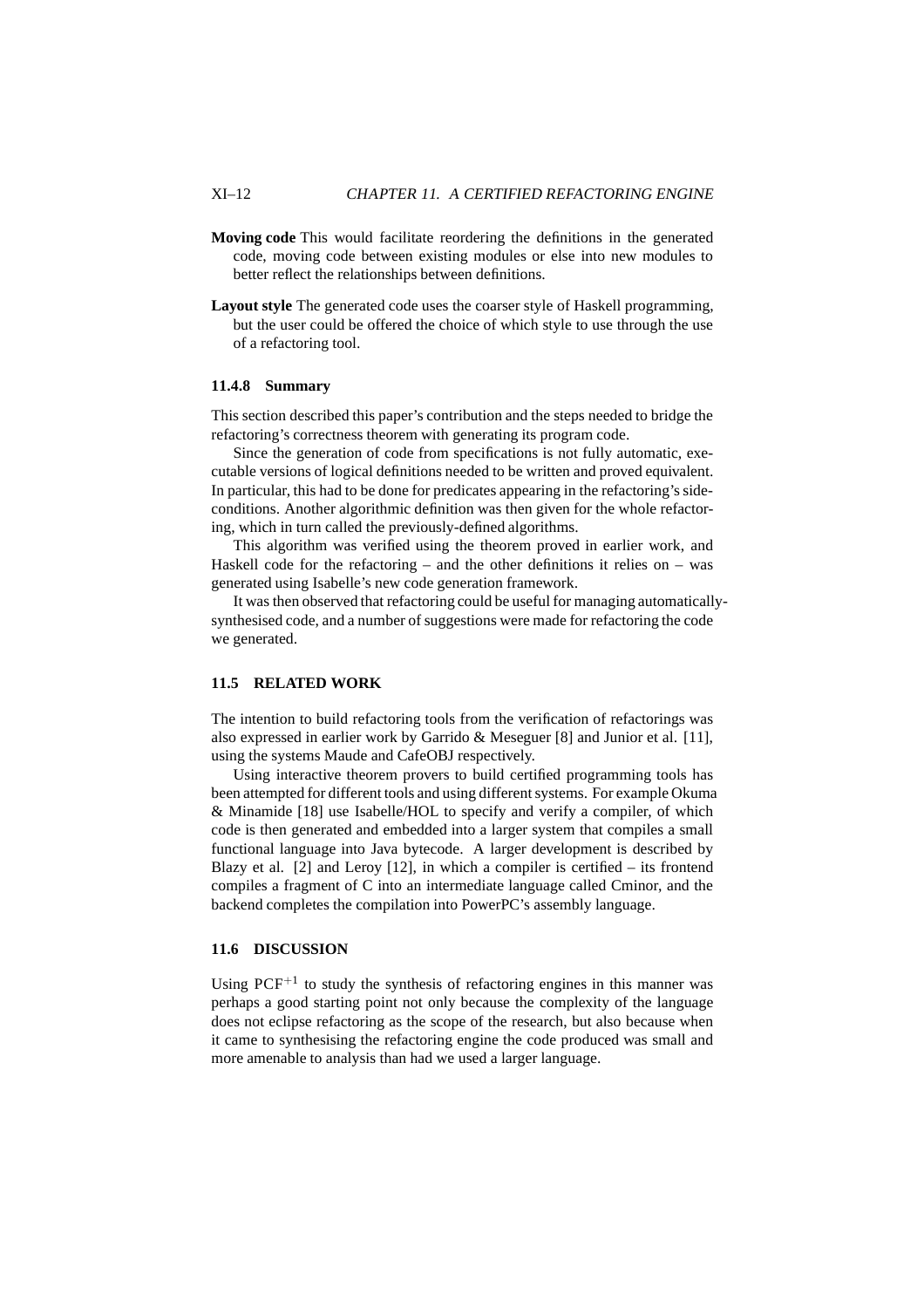**Moving code** This would facilitate reordering the definitions in the generated code, moving code between existing modules or else into new modules to better reflect the relationships between definitions.

**Layout style** The generated code uses the coarser style of Haskell programming, but the user could be offered the choice of which style to use through the use of a refactoring tool.

### 11.4.8 Summary

This section described this paper's contribution and the steps needed to bridge the refactoring's correctness theorem with generating its program code.

Since the generation of code from specifications is not fully automatic, executable versions of logical definitions needed to be written and proved equivalent. In particular, this had to be done for predicates appearing in the refactoring's side-conditions. Another algorithmic definition was then given for the whole refactoring, which in turn called the previously-defined algorithms.

This algorithm was verified using the theorem proved in earlier work, and Haskell code for the refactoring – and the other definitions it relies on – was generated using Isabelle's new code generation framework.

It was then observed that refactoring could be useful for managing automatically-synthesised code, and a number of suggestions were made for refactoring the code we generated.

## 11.5 RELATED WORK

The intention to build refactoring tools from the verification of refactorings was also expressed in earlier work by Garrido & Meseguer [8] and Junior et al. [11], using the systems Maude and CafeOBJ respectively.

Using interactive theorem provers to build certified programming tools has been attempted for different tools and using different systems. For example Okuma & Minamide [18] use Isabelle/HOL to specify and verify a compiler, of which code is then generated and embedded into a larger system that compiles a small functional language into Java bytecode. A larger development is described by Blazy et al. [2] and Leroy [12], in which a compiler is certified – its frontend compiles a fragment of C into an intermediate language called Cminor, and the backend completes the compilation into PowerPC's assembly language.

## 11.6 DISCUSSION

Using $\text{PCF}^{+1}$ to study the synthesis of refactoring engines in this manner was perhaps a good starting point not only because the complexity of the language does not eclipse refactoring as the scope of the research, but also because when it came to synthesising the refactoring engine the code produced was small and more amenable to analysis than had we used a larger language.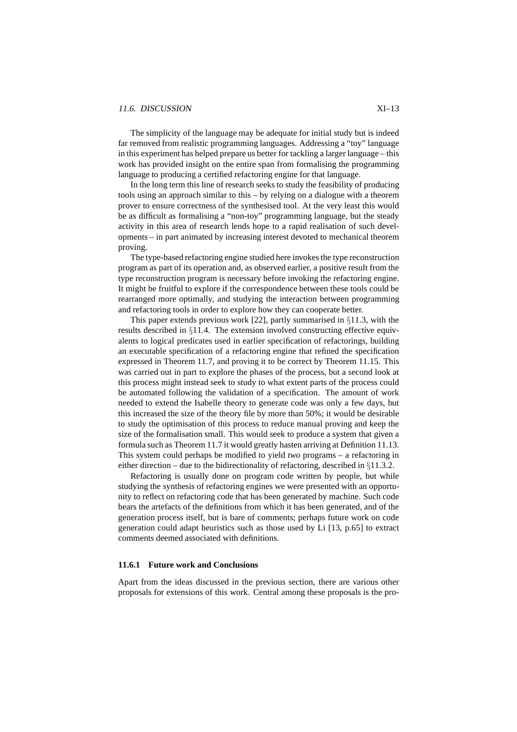The simplicity of the language may be adequate for initial study but is indeed far removed from realistic programming languages. Addressing a "toy" language in this experiment has helped prepare us better for tackling a larger language – this work has provided insight on the entire span from formalising the programming language to producing a certified refactoring engine for that language.

In the long term this line of research seeks to study the feasibility of producing tools using an approach similar to this – by relying on a dialogue with a theorem prover to ensure correctness of the synthesised tool. At the very least this would be as difficult as formalising a "non-toy" programming language, but the steady activity in this area of research lends hope to a rapid realisation of such developments – in part animated by increasing interest devoted to mechanical theorem proving.

The type-based refactoring engine studied here invokes the type reconstruction program as part of its operation and, as observed earlier, a positive result from the type reconstruction program is necessary before invoking the refactoring engine. It might be fruitful to explore if the correspondence between these tools could be rearranged more optimally, and studying the interaction between programming and refactoring tools in order to explore how they can cooperate better.

This paper extends previous work [22], partly summarised in §11.3, with the results described in §11.4. The extension involved constructing effective equivalents to logical predicates used in earlier specification of refactorings, building an executable specification of a refactoring engine that refined the specification expressed in Theorem 11.7, and proving it to be correct by Theorem 11.15. This was carried out in part to explore the phases of the process, but a second look at this process might instead seek to study to what extent parts of the process could be automated following the validation of a specification. The amount of work needed to extend the Isabelle theory to generate code was only a few days, but this increased the size of the theory file by more than 50%; it would be desirable to study the optimisation of this process to reduce manual proving and keep the size of the formalisation small. This would seek to produce a system that given a formula such as Theorem 11.7 it would greatly hasten arriving at Definition 11.13. This system could perhaps be modified to yield *two* programs – a refactoring in either direction – due to the bidirectionality of refactoring, described in §11.3.2.

Refactoring is usually done on program code written by people, but while studying the synthesis of refactoring engines we were presented with an opportunity to reflect on refactoring code that has been generated by machine. Such code bears the artefacts of the definitions from which it has been generated, and of the generation process itself, but is bare of comments; perhaps future work on code generation could adapt heuristics such as those used by Li [13, p.65] to extract comments deemed associated with definitions.

### 11.6.1 Future work and Conclusions

Apart from the ideas discussed in the previous section, there are various other proposals for extensions of this work. Central among these proposals is the pro-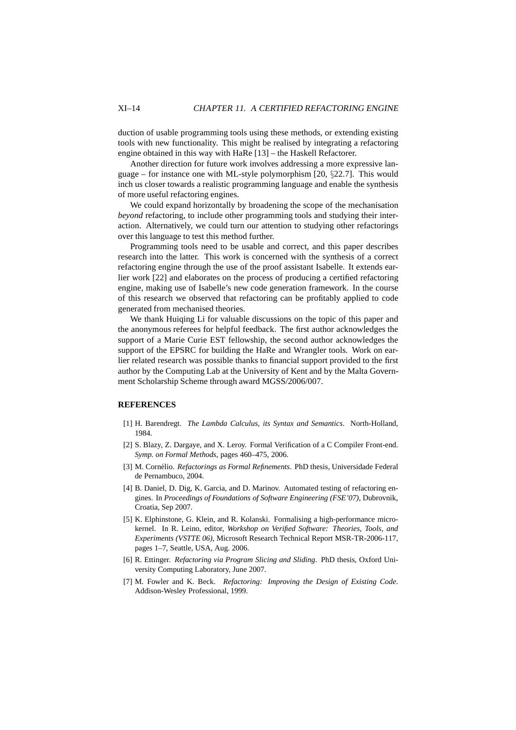duction of usable programming tools using these methods, or extending existing tools with new functionality. This might be realised by integrating a refactoring engine obtained in this way with HaRe [13] – the Haskell Refactorer.

Another direction for future work involves addressing a more expressive language – for instance one with ML-style polymorphism [20, §22.7]. This would inch us closer towards a realistic programming language and enable the synthesis of more useful refactoring engines.

We could expand horizontally by broadening the scope of the mechanisation *beyond* refactoring, to include other programming tools and studying their interaction. Alternatively, we could turn our attention to studying other refactorings over this language to test this method further.

Programming tools need to be usable and correct, and this paper describes research into the latter. This work is concerned with the synthesis of a correct refactoring engine through the use of the proof assistant Isabelle. It extends earlier work [22] and elaborates on the process of producing a certified refactoring engine, making use of Isabelle's new code generation framework. In the course of this research we observed that refactoring can be profitably applied to code generated from mechanised theories.

We thank Huiqing Li for valuable discussions on the topic of this paper and the anonymous referees for helpful feedback. The first author acknowledges the support of a Marie Curie EST fellowship, the second author acknowledges the support of the EPSRC for building the HaRe and Wrangler tools. Work on earlier related research was possible thanks to financial support provided to the first author by the Computing Lab at the University of Kent and by the Malta Government Scholarship Scheme through award MGSS/2006/007.

## REFERENCES

[1] H. Barendregt. *The Lambda Calculus, its Syntax and Semantics*. North-Holland, 1984.

[2] S. Blazy, Z. Dargaye, and X. Leroy. Formal Verification of a C Compiler Front-end. *Symp. on Formal Methods*, pages 460–475, 2006.

[3] M. Cornélio. *Refactorings as Formal Refinements*. PhD thesis, Universidade Federal de Pernambuco, 2004.

[4] B. Daniel, D. Dig, K. Garcia, and D. Marinov. Automated testing of refactoring engines. In *Proceedings of Foundations of Software Engineering (FSE'07)*, Dubrovnik, Croatia, Sep 2007.

[5] K. Elphinstone, G. Klein, and R. Kolanski. Formalising a high-performance microkernel. In R. Leino, editor, *Workshop on Verified Software: Theories, Tools, and Experiments (VSTTE 06)*, Microsoft Research Technical Report MSR-TR-2006-117, pages 1–7, Seattle, USA, Aug. 2006.

[6] R. Ettinger. *Refactoring via Program Slicing and Sliding*. PhD thesis, Oxford University Computing Laboratory, June 2007.

[7] M. Fowler and K. Beck. *Refactoring: Improving the Design of Existing Code*. Addison-Wesley Professional, 1999.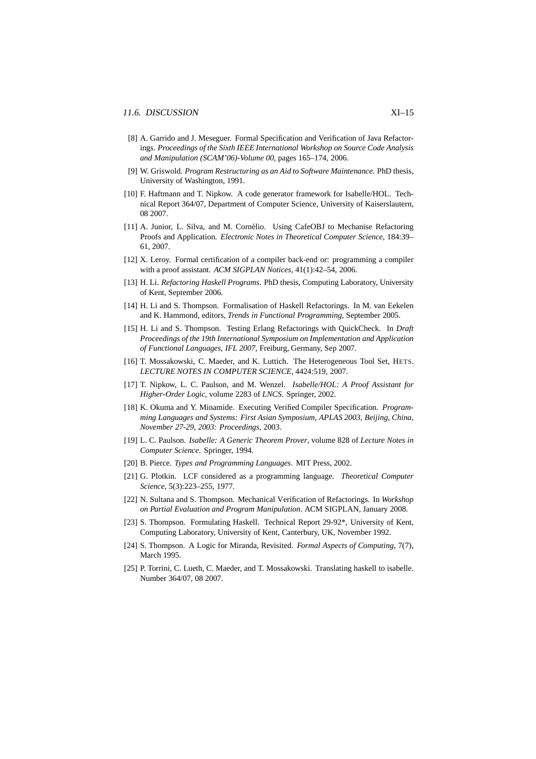[8] A. Garrido and J. Meseguer. Formal Specification and Verification of Java Refactorings. *Proceedings of the Sixth IEEE International Workshop on Source Code Analysis and Manipulation (SCAM'06)-Volume 00*, pages 165–174, 2006.

[9] W. Griswold. *Program Restructuring as an Aid to Software Maintenance*. PhD thesis, University of Washington, 1991.

[10] F. Haftmann and T. Nipkow. A code generator framework for Isabelle/HOL. Technical Report 364/07, Department of Computer Science, University of Kaiserslautern, 08 2007.

[11] A. Junior, L. Silva, and M. Cornélio. Using CafeOBJ to Mechanise Refactoring Proofs and Application. *Electronic Notes in Theoretical Computer Science*, 184:39–61, 2007.

[12] X. Leroy. Formal certification of a compiler back-end or: programming a compiler with a proof assistant. *ACM SIGPLAN Notices*, 41(1):42–54, 2006.

[13] H. Li. *Refactoring Haskell Programs*. PhD thesis, Computing Laboratory, University of Kent, September 2006.

[14] H. Li and S. Thompson. Formalisation of Haskell Refactorings. In M. van Eekelen and K. Hammond, editors, *Trends in Functional Programming*, September 2005.

[15] H. Li and S. Thompson. Testing Erlang Refactorings with QuickCheck. In *Draft Proceedings of the 19th International Symposium on Implementation and Application of Functional Languages, IFL 2007*, Freiburg, Germany, Sep 2007.

[16] T. Mossakowski, C. Maeder, and K. Luttich. The Heterogeneous Tool Set, HETS. *LECTURE NOTES IN COMPUTER SCIENCE*, 4424:519, 2007.

[17] T. Nipkow, L. C. Paulson, and M. Wenzel. *Isabelle/HOL: A Proof Assistant for Higher-Order Logic*, volume 2283 of *LNCS*. Springer, 2002.

[18] K. Okuma and Y. Minamide. Executing Verified Compiler Specification. *Programming Languages and Systems: First Asian Symposium, APLAS 2003, Beijing, China, November 27-29, 2003: Proceedings*, 2003.

[19] L. C. Paulson. *Isabelle: A Generic Theorem Prover*, volume 828 of *Lecture Notes in Computer Science*. Springer, 1994.

[20] B. Pierce. *Types and Programming Languages*. MIT Press, 2002.

[21] G. Plotkin. LCF considered as a programming language. *Theoretical Computer Science*, 5(3):223–255, 1977.

[22] N. Sultana and S. Thompson. Mechanical Verification of Refactorings. In *Workshop on Partial Evaluation and Program Manipulation*. ACM SIGPLAN, January 2008.

[23] S. Thompson. Formulating Haskell. Technical Report 29-92*, University of Kent, Computing Laboratory, University of Kent, Canterbury, UK, November 1992.

[24] S. Thompson. A Logic for Miranda, Revisited. *Formal Aspects of Computing*, 7(7), March 1995.

[25] P. Torrini, C. Lueth, C. Maeder, and T. Mossakowski. Translating haskell to isabelle. Number 364/07, 08 2007.